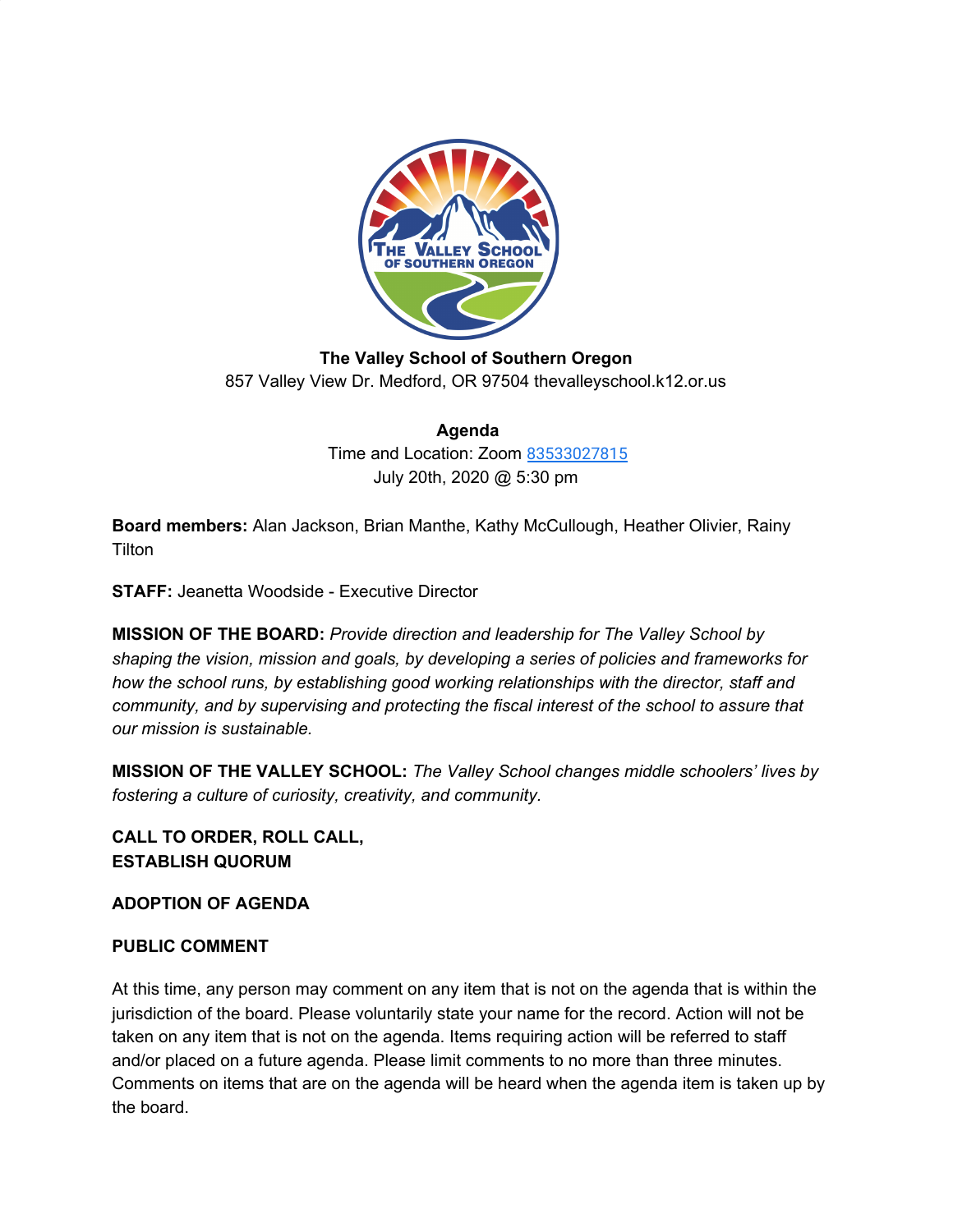**The Valley School of Southern Oregon**
857 Valley View Dr. Medford, OR 97504 thevalleyschool.k12.or.us

**Agenda**
Time and Location: Zoom [83533027815]
July 20th, 2020 @ 5:30 pm

**Board members:** Alan Jackson, Brian Manthe, Kathy McCullough, Heather Olivier, Rainy Tilton

**STAFF:** Jeanetta Woodside - Executive Director

**MISSION OF THE BOARD:** *Provide direction and leadership for The Valley School by shaping the vision, mission and goals, by developing a series of policies and frameworks for how the school runs, by establishing good working relationships with the director, staff and community, and by supervising and protecting the fiscal interest of the school to assure that our mission is sustainable.*

**MISSION OF THE VALLEY SCHOOL:** *The Valley School changes middle schoolers' lives by fostering a culture of curiosity, creativity, and community.*

**CALL TO ORDER, ROLL CALL,**
**ESTABLISH QUORUM**

**ADOPTION OF AGENDA**

**PUBLIC COMMENT**

At this time, any person may comment on any item that is not on the agenda that is within the jurisdiction of the board. Please voluntarily state your name for the record. Action will not be taken on any item that is not on the agenda. Items requiring action will be referred to staff and/or placed on a future agenda. Please limit comments to no more than three minutes. Comments on items that are on the agenda will be heard when the agenda item is taken up by the board.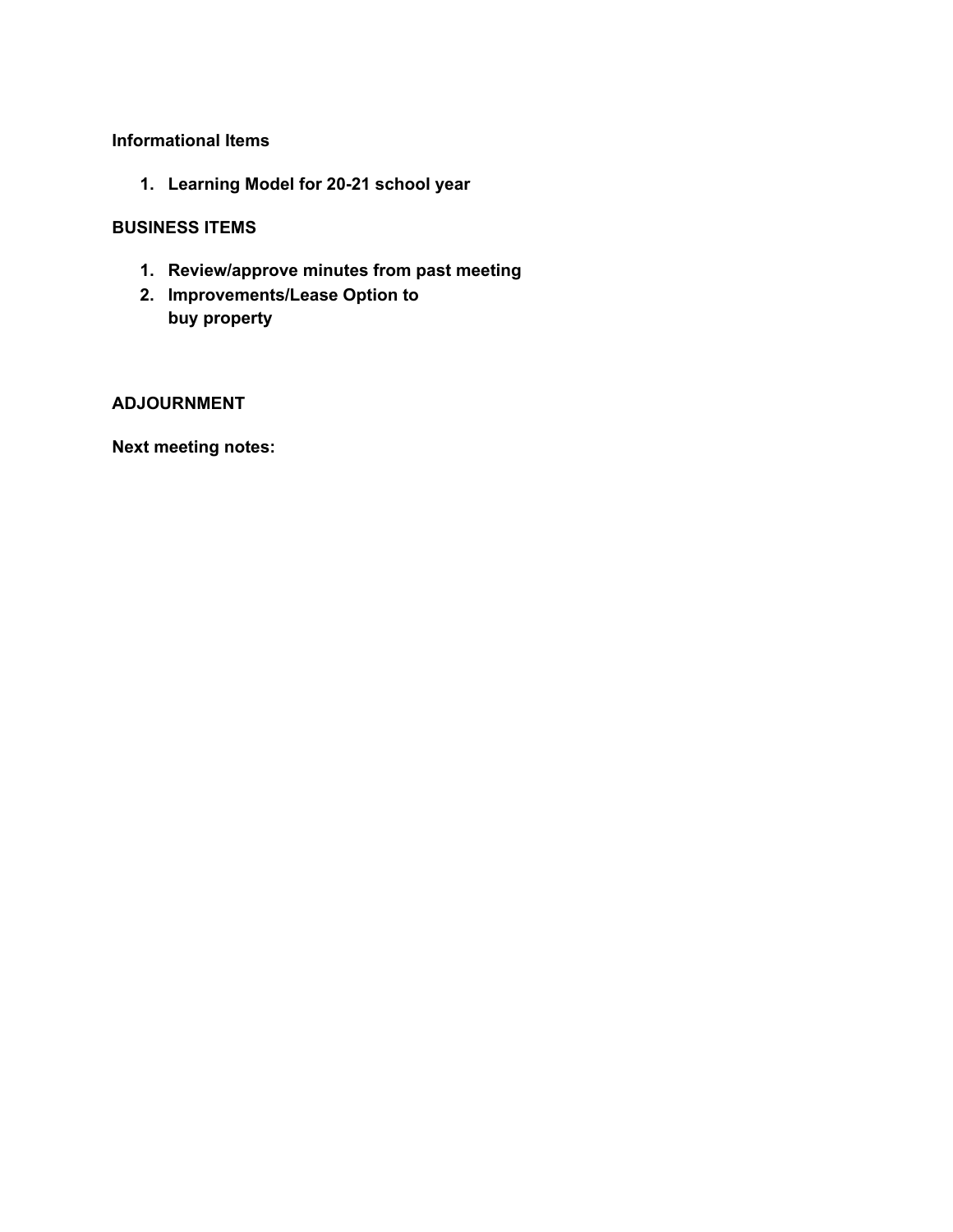**Informational Items**

1. **Learning Model for 20-21 school year**

**BUSINESS ITEMS**

1. **Review/approve minutes from past meeting**
2. **Improvements/Lease Option to buy property**

**ADJOURNMENT**

**Next meeting notes:**